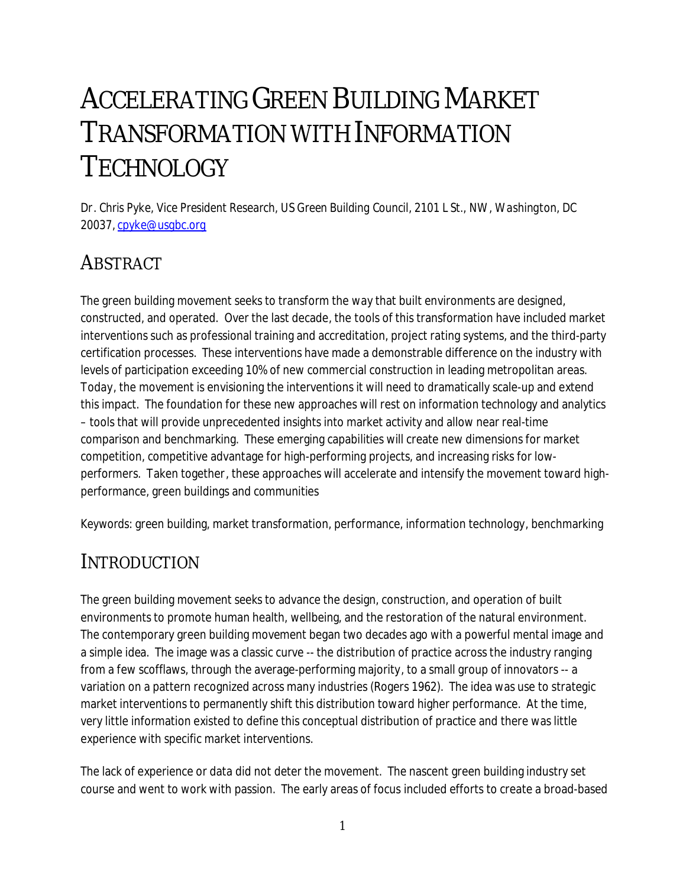# Accelerating Green Building Market Transformation with Information Technology

Dr. Chris Pyke, Vice President Research, US Green Building Council, 2101 L St., NW, Washington, DC 20037, cpyke@usgbc.org

## Abstract

The green building movement seeks to transform the way that built environments are designed, constructed, and operated. Over the last decade, the tools of this transformation have included market interventions such as professional training and accreditation, project rating systems, and the third-party certification processes. These interventions have made a demonstrable difference on the industry with levels of participation exceeding 10% of new commercial construction in leading metropolitan areas. Today, the movement is envisioning the interventions it will need to dramatically scale-up and extend this impact. The foundation for these new approaches will rest on information technology and analytics – tools that will provide unprecedented insights into market activity and allow near real-time comparison and benchmarking. These emerging capabilities will create new dimensions for market competition, competitive advantage for high-performing projects, and increasing risks for low-performers. Taken together, these approaches will accelerate and intensify the movement toward high-performance, green buildings and communities

Keywords: green building, market transformation, performance, information technology, benchmarking

## Introduction

The green building movement seeks to advance the design, construction, and operation of built environments to promote human health, wellbeing, and the restoration of the natural environment. The contemporary green building movement began two decades ago with a powerful mental image and a simple idea. The image was a classic curve -- the distribution of practice across the industry ranging from a few scofflaws, through the average-performing majority, to a small group of innovators -- a variation on a pattern recognized across many industries (Rogers 1962). The idea was use to strategic market interventions to permanently shift this distribution toward higher performance. At the time, very little information existed to define this conceptual distribution of practice and there was little experience with specific market interventions.

The lack of experience or data did not deter the movement. The nascent green building industry set course and went to work with passion. The early areas of focus included efforts to create a broad-based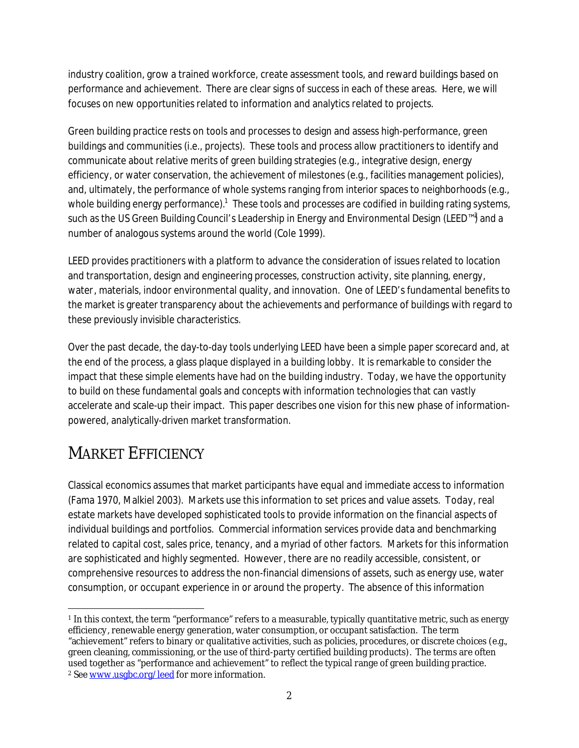industry coalition, grow a trained workforce, create assessment tools, and reward buildings based on performance and achievement. There are clear signs of success in each of these areas. Here, we will focuses on new opportunities related to information and analytics related to projects.

Green building practice rests on tools and processes to design and assess high-performance, green buildings and communities (i.e., projects). These tools and process allow practitioners to identify and communicate about relative merits of green building strategies (e.g., integrative design, energy efficiency, or water conservation, the achievement of milestones (e.g., facilities management policies), and, ultimately, the performance of whole systems ranging from interior spaces to neighborhoods (e.g., whole building energy performance).[1] These tools and processes are codified in building rating systems, such as the US Green Building Council's Leadership in Energy and Environmental Design (LEED™[2]) and a number of analogous systems around the world (Cole 1999).

LEED provides practitioners with a platform to advance the consideration of issues related to location and transportation, design and engineering processes, construction activity, site planning, energy, water, materials, indoor environmental quality, and innovation. One of LEED's fundamental benefits to the market is greater transparency about the achievements and performance of buildings with regard to these previously invisible characteristics.

Over the past decade, the day-to-day tools underlying LEED have been a simple paper scorecard and, at the end of the process, a glass plaque displayed in a building lobby. It is remarkable to consider the impact that these simple elements have had on the building industry. Today, we have the opportunity to build on these fundamental goals and concepts with information technologies that can vastly accelerate and scale-up their impact. This paper describes one vision for this new phase of information-powered, analytically-driven market transformation.

# Market Efficiency

Classical economics assumes that market participants have equal and immediate access to information (Fama 1970, Malkiel 2003). Markets use this information to set prices and value assets. Today, real estate markets have developed sophisticated tools to provide information on the financial aspects of individual buildings and portfolios. Commercial information services provide data and benchmarking related to capital cost, sales price, tenancy, and a myriad of other factors. Markets for this information are sophisticated and highly segmented. However, there are no readily accessible, consistent, or comprehensive resources to address the non-financial dimensions of assets, such as energy use, water consumption, or occupant experience in or around the property. The absence of this information

[1] In this context, the term "performance" refers to a measurable, typically quantitative metric, such as energy efficiency, renewable energy generation, water consumption, or occupant satisfaction. The term "achievement" refers to binary or qualitative activities, such as policies, procedures, or discrete choices (e.g., green cleaning, commissioning, or the use of third-party certified building products). The terms are often used together as "performance and achievement" to reflect the typical range of green building practice.

[2] See www.usgbc.org/leed for more information.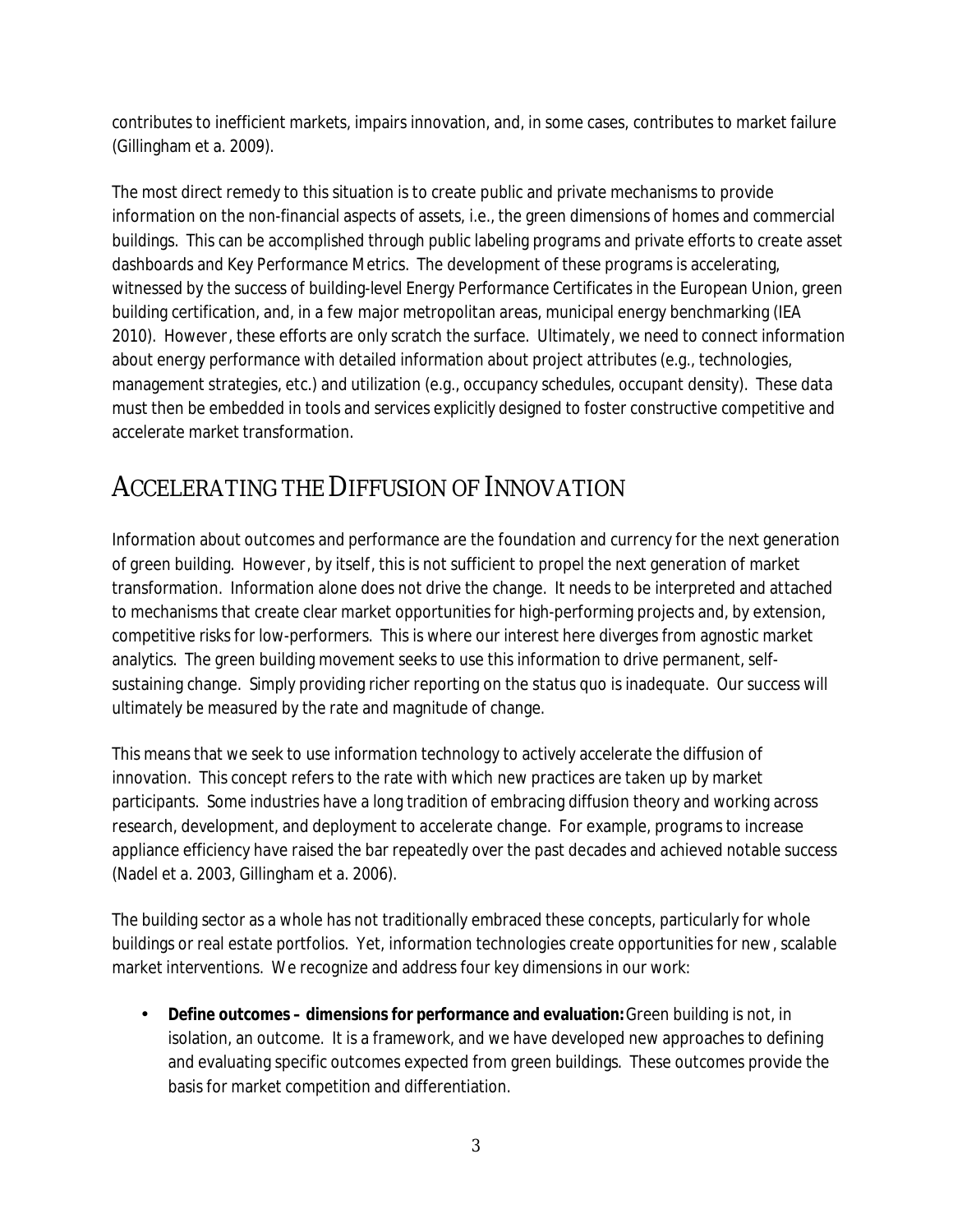contributes to inefficient markets, impairs innovation, and, in some cases, contributes to market failure (Gillingham et a. 2009).

The most direct remedy to this situation is to create public and private mechanisms to provide information on the non-financial aspects of assets, i.e., the green dimensions of homes and commercial buildings. This can be accomplished through public labeling programs and private efforts to create asset dashboards and Key Performance Metrics. The development of these programs is accelerating, witnessed by the success of building-level Energy Performance Certificates in the European Union, green building certification, and, in a few major metropolitan areas, municipal energy benchmarking (IEA 2010). However, these efforts are only scratch the surface. Ultimately, we need to connect information about energy performance with detailed information about project attributes (e.g., technologies, management strategies, etc.) and utilization (e.g., occupancy schedules, occupant density). These data must then be embedded in tools and services explicitly designed to foster constructive competitive and accelerate market transformation.

## ACCELERATING THE DIFFUSION OF INNOVATION

Information about outcomes and performance are the foundation and currency for the next generation of green building. However, by itself, this is not sufficient to propel the next generation of market transformation. Information alone does not drive the change. It needs to be interpreted and attached to mechanisms that create clear market opportunities for high-performing projects and, by extension, competitive risks for low-performers. This is where our interest here diverges from agnostic market analytics. The green building movement seeks to use this information to drive permanent, self-sustaining change. Simply providing richer reporting on the status quo is inadequate. Our success will ultimately be measured by the rate and magnitude of change.

This means that we seek to use information technology to actively accelerate the diffusion of innovation. This concept refers to the rate with which new practices are taken up by market participants. Some industries have a long tradition of embracing diffusion theory and working across research, development, and deployment to accelerate change. For example, programs to increase appliance efficiency have raised the bar repeatedly over the past decades and achieved notable success (Nadel et a. 2003, Gillingham et a. 2006).

The building sector as a whole has not traditionally embraced these concepts, particularly for whole buildings or real estate portfolios. Yet, information technologies create opportunities for new, scalable market interventions. We recognize and address four key dimensions in our work:

- **Define outcomes – dimensions for performance and evaluation:** Green building is not, in isolation, an outcome. It is a framework, and we have developed new approaches to defining and evaluating specific outcomes expected from green buildings. These outcomes provide the basis for market competition and differentiation.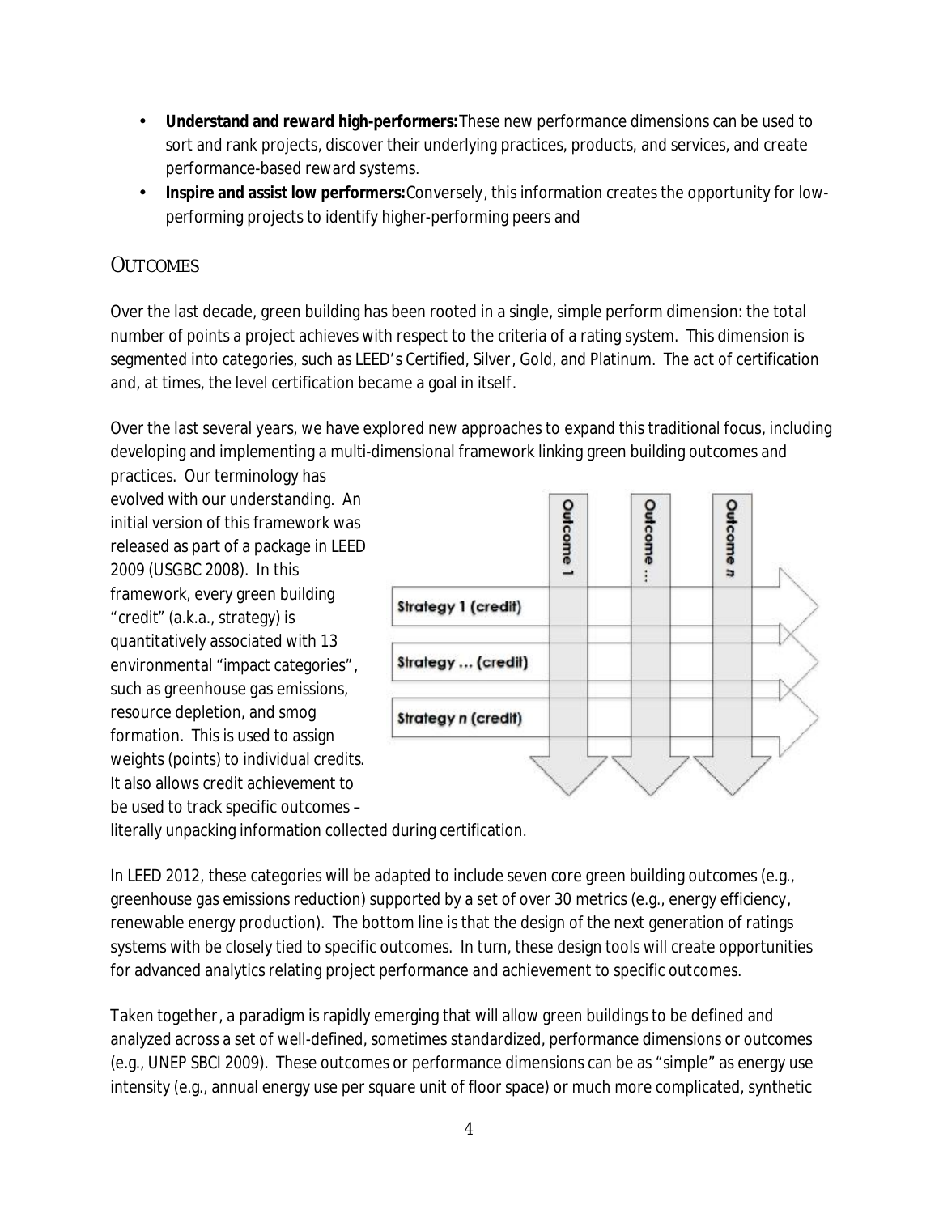- **Understand and reward high-performers:** These new performance dimensions can be used to sort and rank projects, discover their underlying practices, products, and services, and create performance-based reward systems.
- **Inspire and assist low performers:** Conversely, this information creates the opportunity for low-performing projects to identify higher-performing peers and

## OUTCOMES

Over the last decade, green building has been rooted in a single, simple perform dimension: the total number of points a project achieves with respect to the criteria of a rating system. This dimension is segmented into categories, such as LEED's Certified, Silver, Gold, and Platinum. The act of certification and, at times, the level certification became a goal in itself.

Over the last several years, we have explored new approaches to expand this traditional focus, including developing and implementing a multi-dimensional framework linking green building outcomes and practices. Our terminology has evolved with our understanding. An initial version of this framework was released as part of a package in LEED 2009 (USGBC 2008). In this framework, every green building "credit" (a.k.a., strategy) is quantitatively associated with 13 environmental "impact categories", such as greenhouse gas emissions, resource depletion, and smog formation. This is used to assign weights (points) to individual credits. It also allows credit achievement to be used to track specific outcomes – literally unpacking information collected during certification.

In LEED 2012, these categories will be adapted to include seven core green building outcomes (e.g., greenhouse gas emissions reduction) supported by a set of over 30 metrics (e.g., energy efficiency, renewable energy production). The bottom line is that the design of the next generation of ratings systems with be closely tied to specific outcomes. In turn, these design tools will create opportunities for advanced analytics relating project performance and achievement to specific outcomes.

Taken together, a paradigm is rapidly emerging that will allow green buildings to be defined and analyzed across a set of well-defined, sometimes standardized, performance dimensions or outcomes (e.g., UNEP SBCI 2009). These outcomes or performance dimensions can be as "simple" as energy use intensity (e.g., annual energy use per square unit of floor space) or much more complicated, synthetic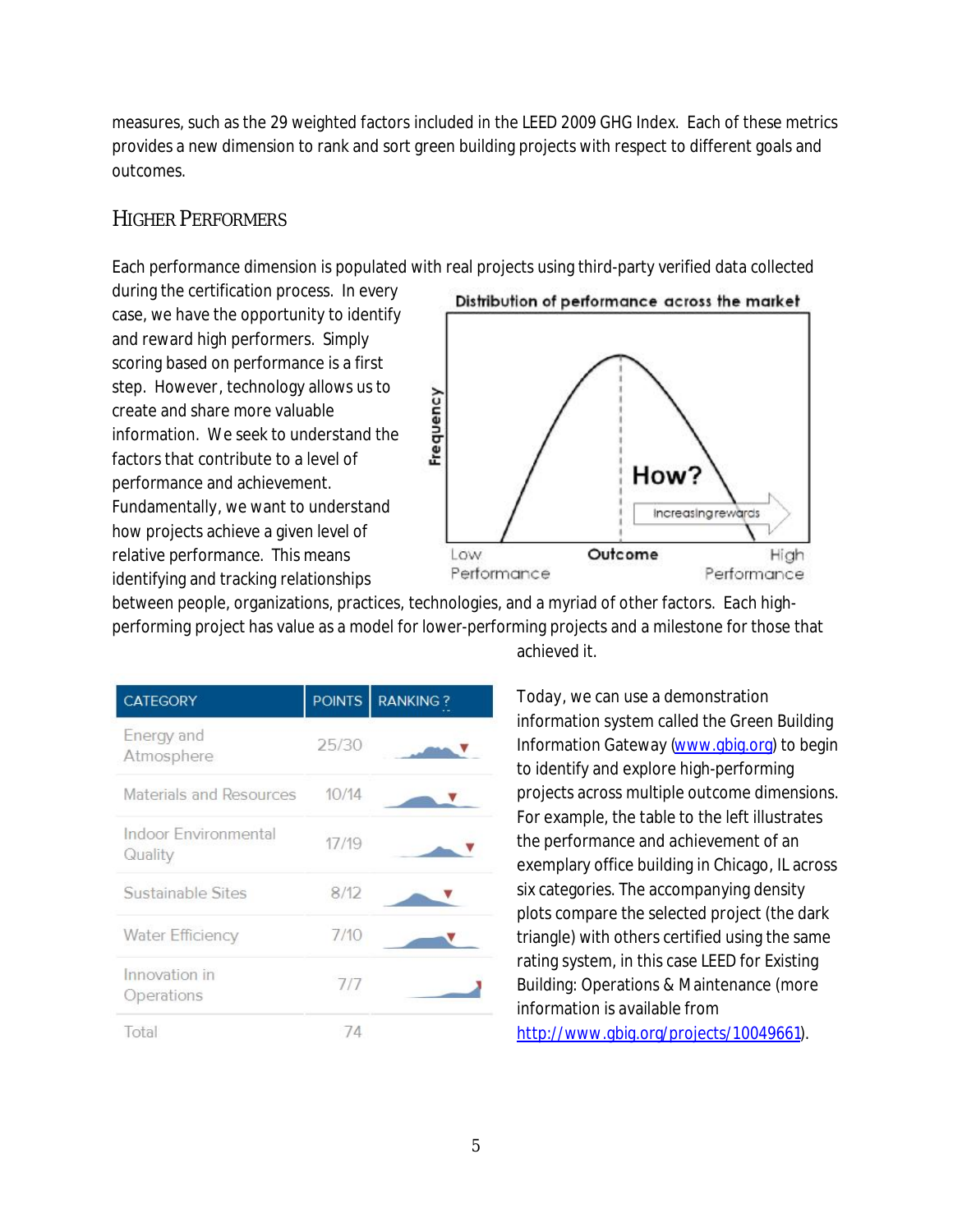measures, such as the 29 weighted factors included in the LEED 2009 GHG Index. Each of these metrics provides a new dimension to rank and sort green building projects with respect to different goals and outcomes.

## Higher Performers

Each performance dimension is populated with real projects using third-party verified data collected during the certification process. In every case, we have the opportunity to identify and reward high performers. Simply scoring based on performance is a first step. However, technology allows us to create and share more valuable information. We seek to understand the factors that contribute to a level of performance and achievement. Fundamentally, we want to understand how projects achieve a given level of relative performance. This means identifying and tracking relationships between people, organizations, practices, technologies, and a myriad of other factors. Each high-performing project has value as a model for lower-performing projects and a milestone for those that achieved it.

Distribution of performance across the market

Frequency

How?

Increasing rewards

Low Performance | Outcome | High Performance

| CATEGORY | POINTS | RANKING ? |
|---|---|---|
| Energy and Atmosphere | 25/30 | |
| Materials and Resources | 10/14 | |
| Indoor Environmental Quality | 17/19 | |
| Sustainable Sites | 8/12 | |
| Water Efficiency | 7/10 | |
| Innovation in Operations | 7/7 | |
| Total | 74 | |

Today, we can use a demonstration information system called the Green Building Information Gateway (www.gbig.org) to begin to identify and explore high-performing projects across multiple outcome dimensions. For example, the table to the left illustrates the performance and achievement of an exemplary office building in Chicago, IL across six categories. The accompanying density plots compare the selected project (the dark triangle) with others certified using the same rating system, in this case LEED for Existing Building: Operations & Maintenance (more information is available from http://www.gbig.org/projects/10049661).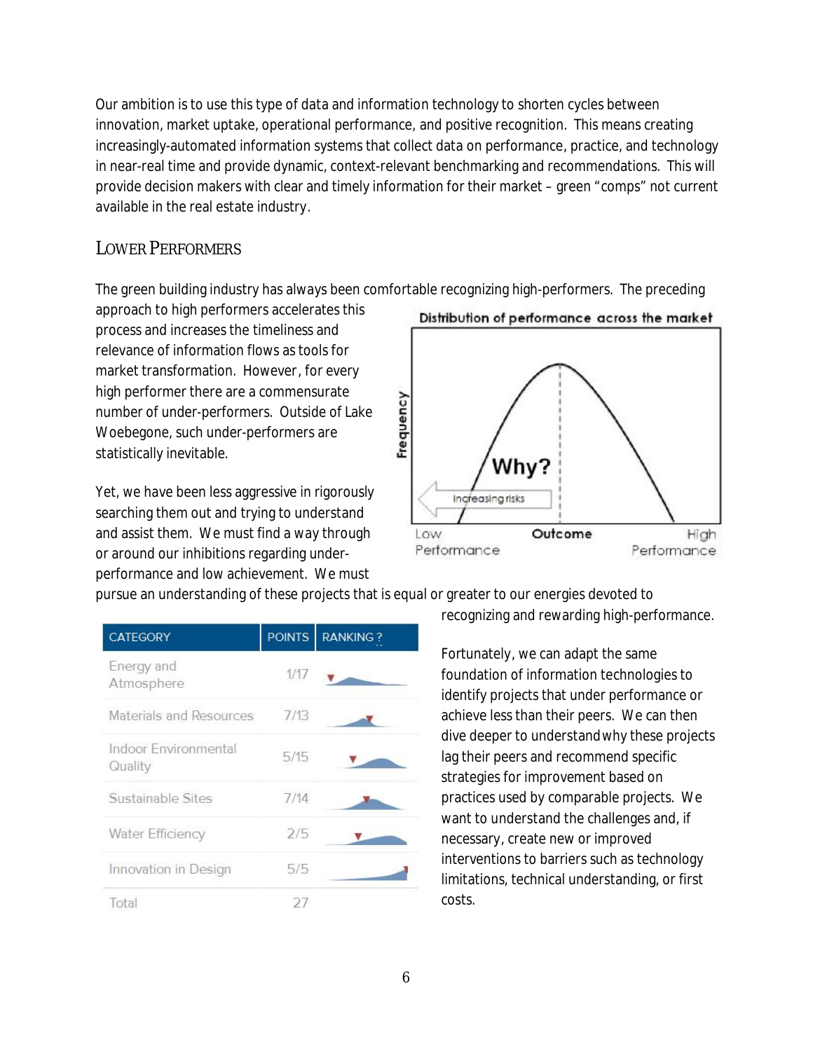Our ambition is to use this type of data and information technology to shorten cycles between innovation, market uptake, operational performance, and positive recognition. This means creating increasingly-automated information systems that collect data on performance, practice, and technology in near-real time and provide dynamic, context-relevant benchmarking and recommendations. This will provide decision makers with clear and timely information for their market – green "comps" not current available in the real estate industry.

## Lower Performers

The green building industry has always been comfortable recognizing high-performers. The preceding approach to high performers accelerates this process and increases the timeliness and relevance of information flows as tools for market transformation. However, for every high performer there are a commensurate number of under-performers. Outside of Lake Woebegone, such under-performers are statistically inevitable.

Distribution of performance across the market

Frequency

Why?

Increasing risks

Low Performance | Outcome | High Performance

Yet, we have been less aggressive in rigorously searching them out and trying to understand and assist them. We must find a way through or around our inhibitions regarding under-performance and low achievement. We must pursue an understanding of these projects that is equal or greater to our energies devoted to recognizing and rewarding high-performance.

| CATEGORY | POINTS | RANKING ? |
|---|---|---|
| Energy and Atmosphere | 1/17 | |
| Materials and Resources | 7/13 | |
| Indoor Environmental Quality | 5/15 | |
| Sustainable Sites | 7/14 | |
| Water Efficiency | 2/5 | |
| Innovation in Design | 5/5 | |
| Total | 27 | |

Fortunately, we can adapt the same foundation of information technologies to identify projects that under performance or achieve less than their peers. We can then dive deeper to understand why these projects lag their peers and recommend specific strategies for improvement based on practices used by comparable projects. We want to understand the challenges and, if necessary, create new or improved interventions to barriers such as technology limitations, technical understanding, or first costs.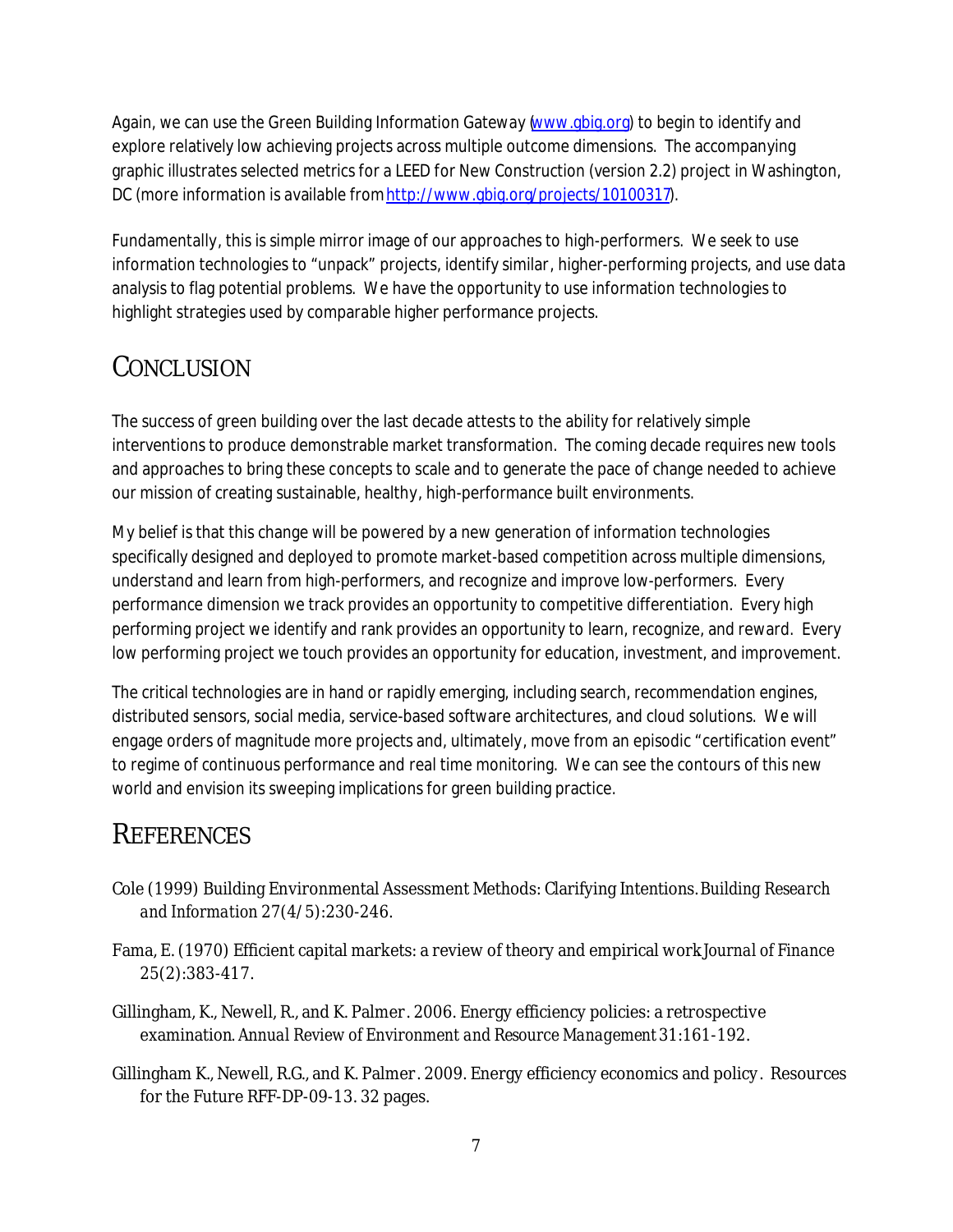Again, we can use the Green Building Information Gateway (www.gbig.org) to begin to identify and explore relatively low achieving projects across multiple outcome dimensions. The accompanying graphic illustrates selected metrics for a LEED for New Construction (version 2.2) project in Washington, DC (more information is available from http://www.gbig.org/projects/10100317).

Fundamentally, this is simple mirror image of our approaches to high-performers. We seek to use information technologies to "unpack" projects, identify similar, higher-performing projects, and use data analysis to flag potential problems. We have the opportunity to use information technologies to highlight strategies used by comparable higher performance projects.

# CONCLUSION

The success of green building over the last decade attests to the ability for relatively simple interventions to produce demonstrable market transformation. The coming decade requires new tools and approaches to bring these concepts to scale and to generate the pace of change needed to achieve our mission of creating sustainable, healthy, high-performance built environments.

My belief is that this change will be powered by a new generation of information technologies specifically designed and deployed to promote market-based competition across multiple dimensions, understand and learn from high-performers, and recognize and improve low-performers. Every performance dimension we track provides an opportunity to competitive differentiation. Every high performing project we identify and rank provides an opportunity to learn, recognize, and reward. Every low performing project we touch provides an opportunity for education, investment, and improvement.

The critical technologies are in hand or rapidly emerging, including search, recommendation engines, distributed sensors, social media, service-based software architectures, and cloud solutions. We will engage orders of magnitude more projects and, ultimately, move from an episodic "certification event" to regime of continuous performance and real time monitoring. We can see the contours of this new world and envision its sweeping implications for green building practice.

# REFERENCES

Cole (1999) Building Environmental Assessment Methods: Clarifying Intentions. *Building Research and Information* 27(4/5):230-246.

Fama, E. (1970) Efficient capital markets: a review of theory and empirical work. *Journal of Finance* 25(2):383-417.

Gillingham, K., Newell, R., and K. Palmer. 2006. Energy efficiency policies: a retrospective examination. *Annual Review of Environment and Resource Management* 31:161-192.

Gillingham K., Newell, R.G., and K. Palmer. 2009. Energy efficiency economics and policy. Resources for the Future RFF-DP-09-13. 32 pages.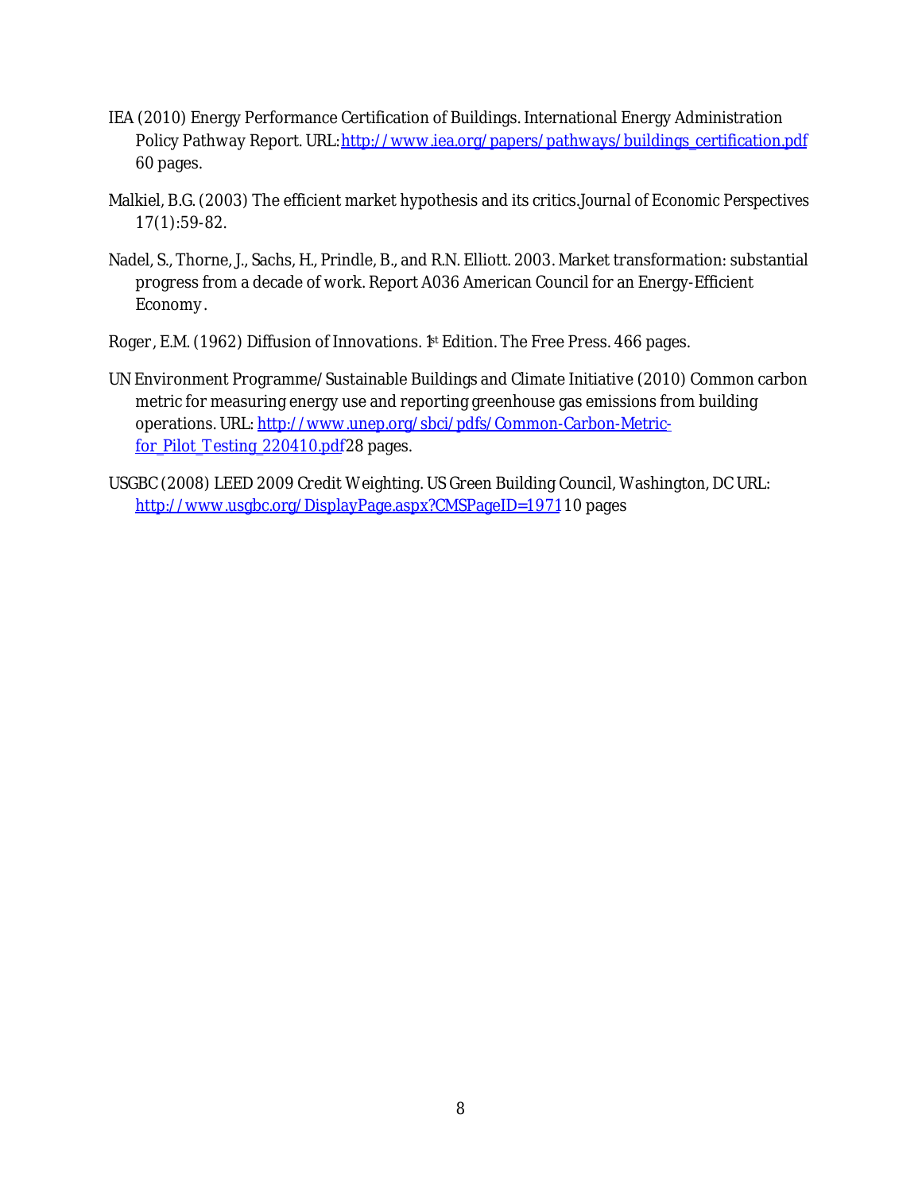IEA (2010) Energy Performance Certification of Buildings. International Energy Administration Policy Pathway Report. URL: http://www.iea.org/papers/pathways/buildings_certification.pdf 60 pages.

Malkiel, B.G. (2003) The efficient market hypothesis and its critics. Journal of Economic Perspectives 17(1):59-82.

Nadel, S., Thorne, J., Sachs, H., Prindle, B., and R.N. Elliott. 2003. Market transformation: substantial progress from a decade of work. Report A036 American Council for an Energy-Efficient Economy.

Roger, E.M. (1962) Diffusion of Innovations. 1st Edition. The Free Press. 466 pages.

UN Environment Programme/Sustainable Buildings and Climate Initiative (2010) Common carbon metric for measuring energy use and reporting greenhouse gas emissions from building operations. URL: http://www.unep.org/sbci/pdfs/Common-Carbon-Metric-for_Pilot_Testing_220410.pdf 28 pages.

USGBC (2008) LEED 2009 Credit Weighting. US Green Building Council, Washington, DC URL: http://www.usgbc.org/DisplayPage.aspx?CMSPageID=1971 10 pages